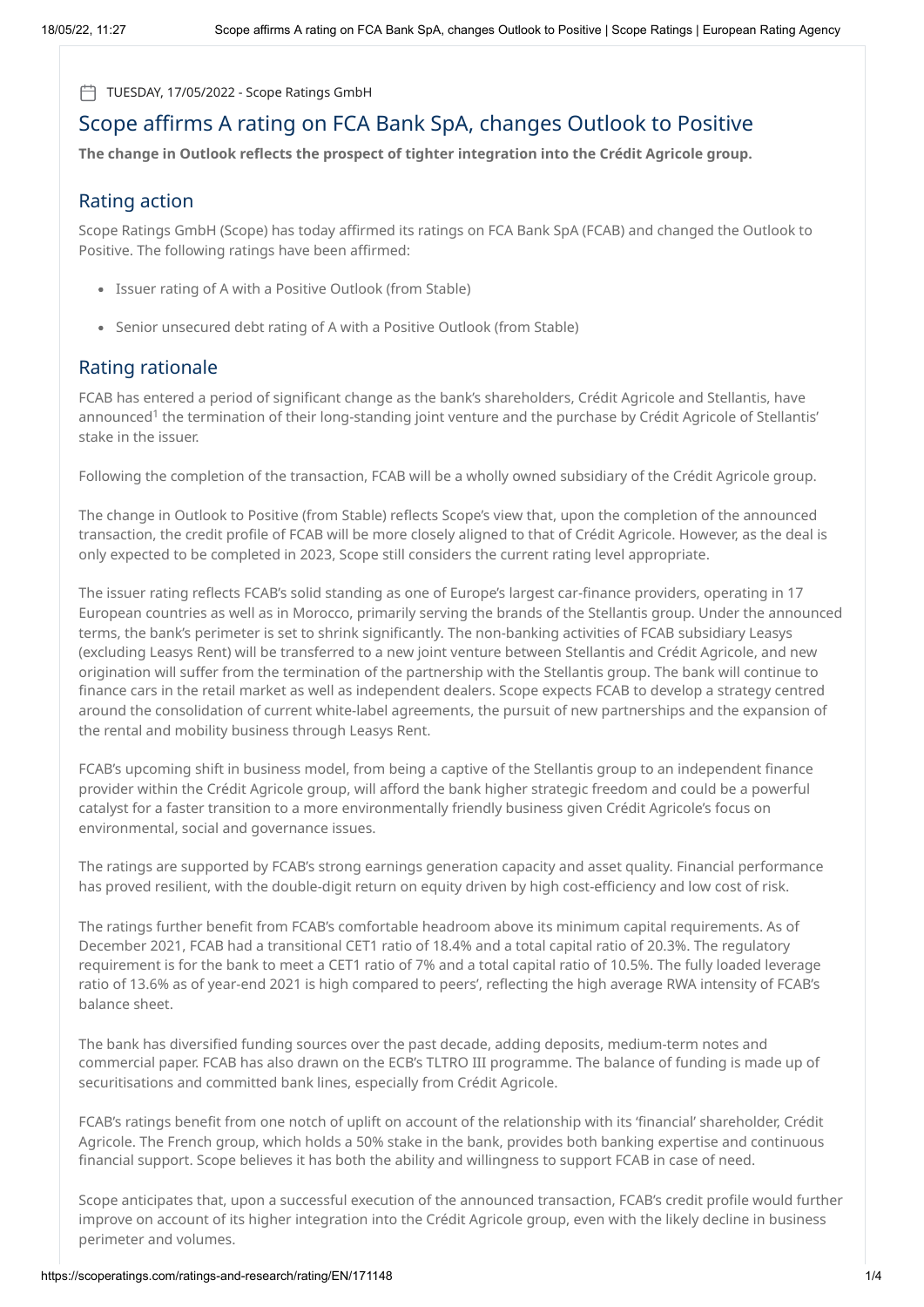TUESDAY, 17/05/2022 - Scope Ratings GmbH

# Scope affirms A rating on FCA Bank SpA, changes Outlook to Positive

**The change in Outlook reflects the prospect of tighter integration into the Crédit Agricole group.**

## Rating action

Scope Ratings GmbH (Scope) has today affirmed its ratings on FCA Bank SpA (FCAB) and changed the Outlook to Positive. The following ratings have been affirmed:

- Issuer rating of A with a Positive Outlook (from Stable)
- Senior unsecured debt rating of A with a Positive Outlook (from Stable)

## Rating rationale

FCAB has entered a period of significant change as the bank's shareholders, Crédit Agricole and Stellantis, have announced[1] the termination of their long-standing joint venture and the purchase by Crédit Agricole of Stellantis' stake in the issuer.

Following the completion of the transaction, FCAB will be a wholly owned subsidiary of the Crédit Agricole group.

The change in Outlook to Positive (from Stable) reflects Scope's view that, upon the completion of the announced transaction, the credit profile of FCAB will be more closely aligned to that of Crédit Agricole. However, as the deal is only expected to be completed in 2023, Scope still considers the current rating level appropriate.

The issuer rating reflects FCAB's solid standing as one of Europe's largest car-finance providers, operating in 17 European countries as well as in Morocco, primarily serving the brands of the Stellantis group. Under the announced terms, the bank's perimeter is set to shrink significantly. The non-banking activities of FCAB subsidiary Leasys (excluding Leasys Rent) will be transferred to a new joint venture between Stellantis and Crédit Agricole, and new origination will suffer from the termination of the partnership with the Stellantis group. The bank will continue to finance cars in the retail market as well as independent dealers. Scope expects FCAB to develop a strategy centred around the consolidation of current white-label agreements, the pursuit of new partnerships and the expansion of the rental and mobility business through Leasys Rent.

FCAB's upcoming shift in business model, from being a captive of the Stellantis group to an independent finance provider within the Crédit Agricole group, will afford the bank higher strategic freedom and could be a powerful catalyst for a faster transition to a more environmentally friendly business given Crédit Agricole's focus on environmental, social and governance issues.

The ratings are supported by FCAB's strong earnings generation capacity and asset quality. Financial performance has proved resilient, with the double-digit return on equity driven by high cost-efficiency and low cost of risk.

The ratings further benefit from FCAB's comfortable headroom above its minimum capital requirements. As of December 2021, FCAB had a transitional CET1 ratio of 18.4% and a total capital ratio of 20.3%. The regulatory requirement is for the bank to meet a CET1 ratio of 7% and a total capital ratio of 10.5%. The fully loaded leverage ratio of 13.6% as of year-end 2021 is high compared to peers', reflecting the high average RWA intensity of FCAB's balance sheet.

The bank has diversified funding sources over the past decade, adding deposits, medium-term notes and commercial paper. FCAB has also drawn on the ECB's TLTRO III programme. The balance of funding is made up of securitisations and committed bank lines, especially from Crédit Agricole.

FCAB's ratings benefit from one notch of uplift on account of the relationship with its 'financial' shareholder, Crédit Agricole. The French group, which holds a 50% stake in the bank, provides both banking expertise and continuous financial support. Scope believes it has both the ability and willingness to support FCAB in case of need.

Scope anticipates that, upon a successful execution of the announced transaction, FCAB's credit profile would further improve on account of its higher integration into the Crédit Agricole group, even with the likely decline in business perimeter and volumes.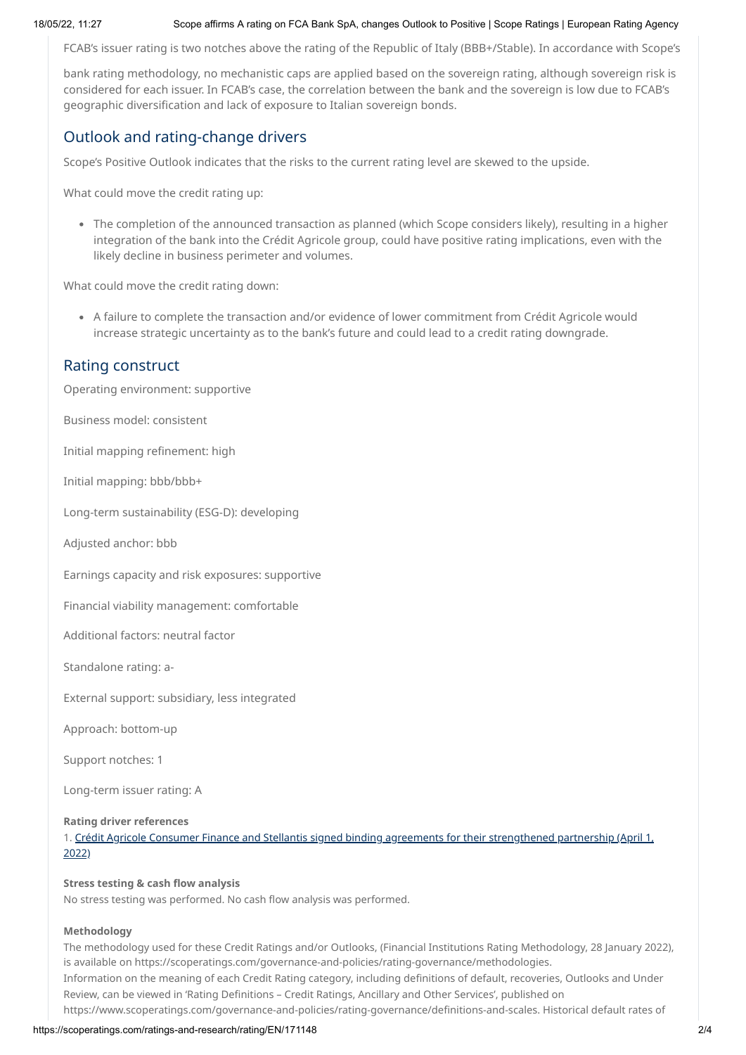FCAB's issuer rating is two notches above the rating of the Republic of Italy (BBB+/Stable). In accordance with Scope's bank rating methodology, no mechanistic caps are applied based on the sovereign rating, although sovereign risk is considered for each issuer. In FCAB's case, the correlation between the bank and the sovereign is low due to FCAB's geographic diversification and lack of exposure to Italian sovereign bonds.

## Outlook and rating-change drivers

Scope's Positive Outlook indicates that the risks to the current rating level are skewed to the upside.

What could move the credit rating up:

- The completion of the announced transaction as planned (which Scope considers likely), resulting in a higher integration of the bank into the Crédit Agricole group, could have positive rating implications, even with the likely decline in business perimeter and volumes.

What could move the credit rating down:

- A failure to complete the transaction and/or evidence of lower commitment from Crédit Agricole would increase strategic uncertainty as to the bank's future and could lead to a credit rating downgrade.

## Rating construct

Operating environment: supportive

Business model: consistent

Initial mapping refinement: high

Initial mapping: bbb/bbb+

Long-term sustainability (ESG-D): developing

Adjusted anchor: bbb

Earnings capacity and risk exposures: supportive

Financial viability management: comfortable

Additional factors: neutral factor

Standalone rating: a-

External support: subsidiary, less integrated

Approach: bottom-up

Support notches: 1

Long-term issuer rating: A

**Rating driver references**

1. Crédit Agricole Consumer Finance and Stellantis signed binding agreements for their strengthened partnership (April 1, 2022)

**Stress testing & cash flow analysis**

No stress testing was performed. No cash flow analysis was performed.

**Methodology**

The methodology used for these Credit Ratings and/or Outlooks, (Financial Institutions Rating Methodology, 28 January 2022), is available on https://scoperatings.com/governance-and-policies/rating-governance/methodologies.

Information on the meaning of each Credit Rating category, including definitions of default, recoveries, Outlooks and Under Review, can be viewed in 'Rating Definitions – Credit Ratings, Ancillary and Other Services', published on https://www.scoperatings.com/governance-and-policies/rating-governance/definitions-and-scales. Historical default rates of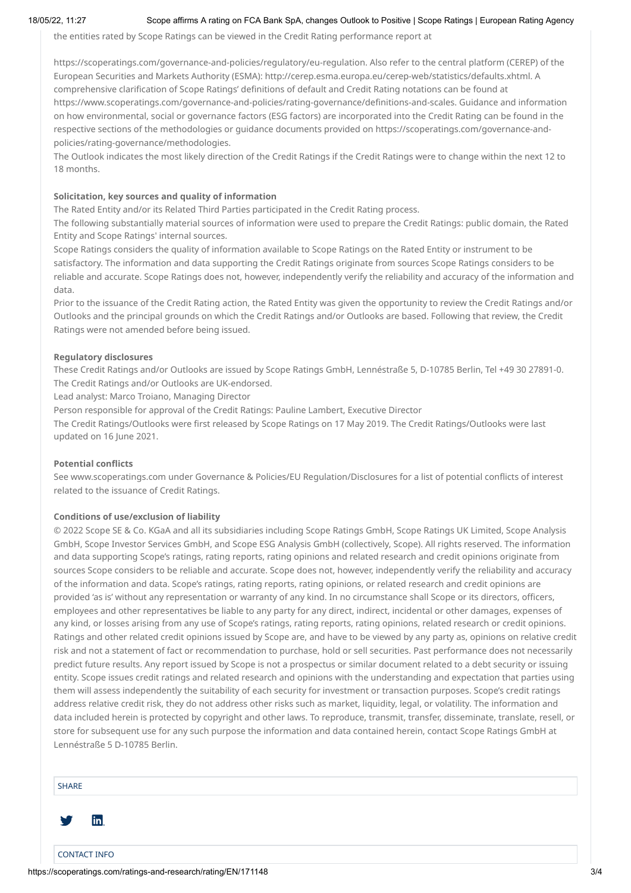the entities rated by Scope Ratings can be viewed in the Credit Rating performance report at

https://scoperatings.com/governance-and-policies/regulatory/eu-regulation. Also refer to the central platform (CEREP) of the European Securities and Markets Authority (ESMA): http://cerep.esma.europa.eu/cerep-web/statistics/defaults.xhtml. A comprehensive clarification of Scope Ratings' definitions of default and Credit Rating notations can be found at https://www.scoperatings.com/governance-and-policies/rating-governance/definitions-and-scales. Guidance and information on how environmental, social or governance factors (ESG factors) are incorporated into the Credit Rating can be found in the respective sections of the methodologies or guidance documents provided on https://scoperatings.com/governance-and-policies/rating-governance/methodologies.
The Outlook indicates the most likely direction of the Credit Ratings if the Credit Ratings were to change within the next 12 to 18 months.

**Solicitation, key sources and quality of information**

The Rated Entity and/or its Related Third Parties participated in the Credit Rating process.
The following substantially material sources of information were used to prepare the Credit Ratings: public domain, the Rated Entity and Scope Ratings' internal sources.
Scope Ratings considers the quality of information available to Scope Ratings on the Rated Entity or instrument to be satisfactory. The information and data supporting the Credit Ratings originate from sources Scope Ratings considers to be reliable and accurate. Scope Ratings does not, however, independently verify the reliability and accuracy of the information and data.
Prior to the issuance of the Credit Rating action, the Rated Entity was given the opportunity to review the Credit Ratings and/or Outlooks and the principal grounds on which the Credit Ratings and/or Outlooks are based. Following that review, the Credit Ratings were not amended before being issued.

**Regulatory disclosures**

These Credit Ratings and/or Outlooks are issued by Scope Ratings GmbH, Lennéstraße 5, D-10785 Berlin, Tel +49 30 27891-0. The Credit Ratings and/or Outlooks are UK-endorsed.
Lead analyst: Marco Troiano, Managing Director
Person responsible for approval of the Credit Ratings: Pauline Lambert, Executive Director
The Credit Ratings/Outlooks were first released by Scope Ratings on 17 May 2019. The Credit Ratings/Outlooks were last updated on 16 June 2021.

**Potential conflicts**

See www.scoperatings.com under Governance & Policies/EU Regulation/Disclosures for a list of potential conflicts of interest related to the issuance of Credit Ratings.

**Conditions of use/exclusion of liability**

© 2022 Scope SE & Co. KGaA and all its subsidiaries including Scope Ratings GmbH, Scope Ratings UK Limited, Scope Analysis GmbH, Scope Investor Services GmbH, and Scope ESG Analysis GmbH (collectively, Scope). All rights reserved. The information and data supporting Scope's ratings, rating reports, rating opinions and related research and credit opinions originate from sources Scope considers to be reliable and accurate. Scope does not, however, independently verify the reliability and accuracy of the information and data. Scope's ratings, rating reports, rating opinions, or related research and credit opinions are provided 'as is' without any representation or warranty of any kind. In no circumstance shall Scope or its directors, officers, employees and other representatives be liable to any party for any direct, indirect, incidental or other damages, expenses of any kind, or losses arising from any use of Scope's ratings, rating reports, rating opinions, related research or credit opinions. Ratings and other related credit opinions issued by Scope are, and have to be viewed by any party as, opinions on relative credit risk and not a statement of fact or recommendation to purchase, hold or sell securities. Past performance does not necessarily predict future results. Any report issued by Scope is not a prospectus or similar document related to a debt security or issuing entity. Scope issues credit ratings and related research and opinions with the understanding and expectation that parties using them will assess independently the suitability of each security for investment or transaction purposes. Scope's credit ratings address relative credit risk, they do not address other risks such as market, liquidity, legal, or volatility. The information and data included herein is protected by copyright and other laws. To reproduce, transmit, transfer, disseminate, translate, resell, or store for subsequent use for any such purpose the information and data contained herein, contact Scope Ratings GmbH at Lennéstraße 5 D-10785 Berlin.

SHARE

CONTACT INFO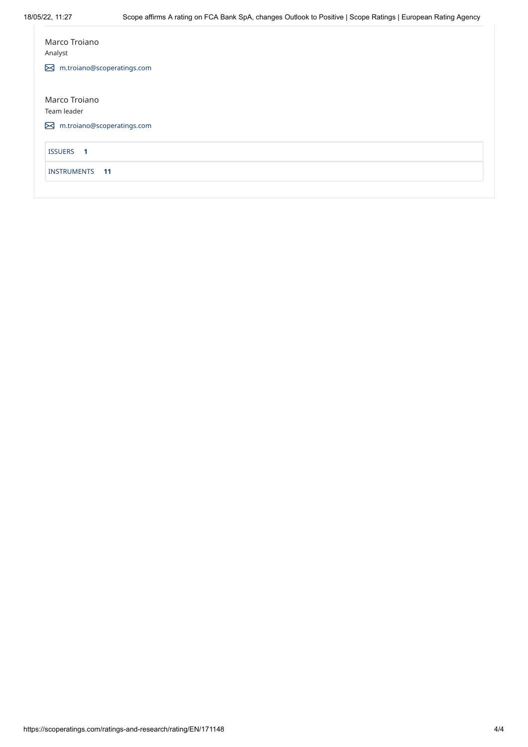Marco Troiano
Analyst

m.troiano@scoperatings.com

Marco Troiano
Team leader

m.troiano@scoperatings.com

ISSUERS **1**

INSTRUMENTS **11**